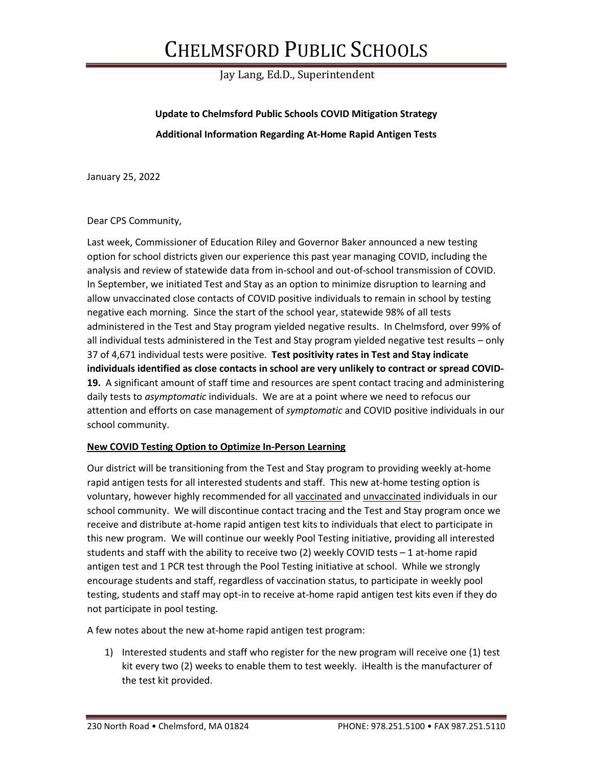# CHELMSFORD PUBLIC SCHOOLS

Jay Lang, Ed.D., Superintendent

**Update to Chelmsford Public Schools COVID Mitigation Strategy**

**Additional Information Regarding At-Home Rapid Antigen Tests**

January 25, 2022

Dear CPS Community,

Last week, Commissioner of Education Riley and Governor Baker announced a new testing option for school districts given our experience this past year managing COVID, including the analysis and review of statewide data from in-school and out-of-school transmission of COVID. In September, we initiated Test and Stay as an option to minimize disruption to learning and allow unvaccinated close contacts of COVID positive individuals to remain in school by testing negative each morning. Since the start of the school year, statewide 98% of all tests administered in the Test and Stay program yielded negative results. In Chelmsford, over 99% of all individual tests administered in the Test and Stay program yielded negative test results – only 37 of 4,671 individual tests were positive. **Test positivity rates in Test and Stay indicate individuals identified as close contacts in school are very unlikely to contract or spread COVID-19.** A significant amount of staff time and resources are spent contact tracing and administering daily tests to *asymptomatic* individuals. We are at a point where we need to refocus our attention and efforts on case management of *symptomatic* and COVID positive individuals in our school community.

**New COVID Testing Option to Optimize In-Person Learning**

Our district will be transitioning from the Test and Stay program to providing weekly at-home rapid antigen tests for all interested students and staff. This new at-home testing option is voluntary, however highly recommended for all vaccinated and unvaccinated individuals in our school community. We will discontinue contact tracing and the Test and Stay program once we receive and distribute at-home rapid antigen test kits to individuals that elect to participate in this new program. We will continue our weekly Pool Testing initiative, providing all interested students and staff with the ability to receive two (2) weekly COVID tests – 1 at-home rapid antigen test and 1 PCR test through the Pool Testing initiative at school. While we strongly encourage students and staff, regardless of vaccination status, to participate in weekly pool testing, students and staff may opt-in to receive at-home rapid antigen test kits even if they do not participate in pool testing.

A few notes about the new at-home rapid antigen test program:

1) Interested students and staff who register for the new program will receive one (1) test kit every two (2) weeks to enable them to test weekly. iHealth is the manufacturer of the test kit provided.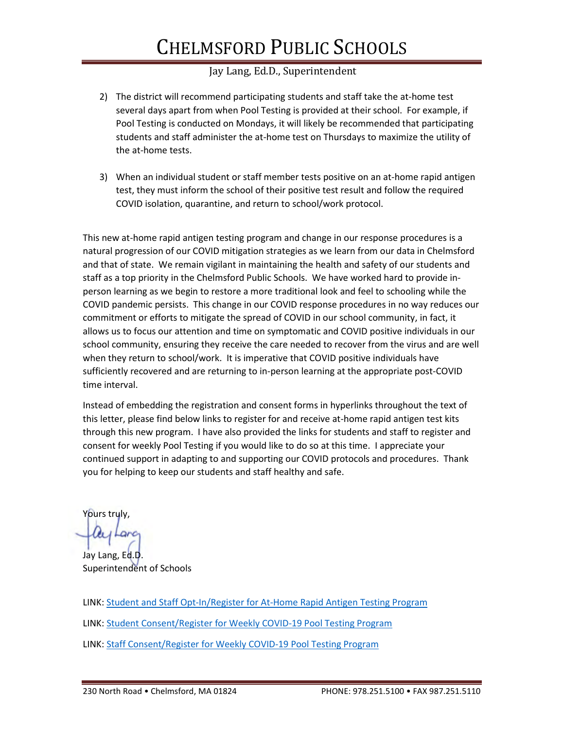2) The district will recommend participating students and staff take the at-home test several days apart from when Pool Testing is provided at their school. For example, if Pool Testing is conducted on Mondays, it will likely be recommended that participating students and staff administer the at-home test on Thursdays to maximize the utility of the at-home tests.

3) When an individual student or staff member tests positive on an at-home rapid antigen test, they must inform the school of their positive test result and follow the required COVID isolation, quarantine, and return to school/work protocol.

This new at-home rapid antigen testing program and change in our response procedures is a natural progression of our COVID mitigation strategies as we learn from our data in Chelmsford and that of state. We remain vigilant in maintaining the health and safety of our students and staff as a top priority in the Chelmsford Public Schools. We have worked hard to provide in-person learning as we begin to restore a more traditional look and feel to schooling while the COVID pandemic persists. This change in our COVID response procedures in no way reduces our commitment or efforts to mitigate the spread of COVID in our school community, in fact, it allows us to focus our attention and time on symptomatic and COVID positive individuals in our school community, ensuring they receive the care needed to recover from the virus and are well when they return to school/work. It is imperative that COVID positive individuals have sufficiently recovered and are returning to in-person learning at the appropriate post-COVID time interval.

Instead of embedding the registration and consent forms in hyperlinks throughout the text of this letter, please find below links to register for and receive at-home rapid antigen test kits through this new program. I have also provided the links for students and staff to register and consent for weekly Pool Testing if you would like to do so at this time. I appreciate your continued support in adapting to and supporting our COVID protocols and procedures. Thank you for helping to keep our students and staff healthy and safe.

Yours truly,

Jay Lang, Ed.D.
Superintendent of Schools

LINK: Student and Staff Opt-In/Register for At-Home Rapid Antigen Testing Program

LINK: Student Consent/Register for Weekly COVID-19 Pool Testing Program

LINK: Staff Consent/Register for Weekly COVID-19 Pool Testing Program